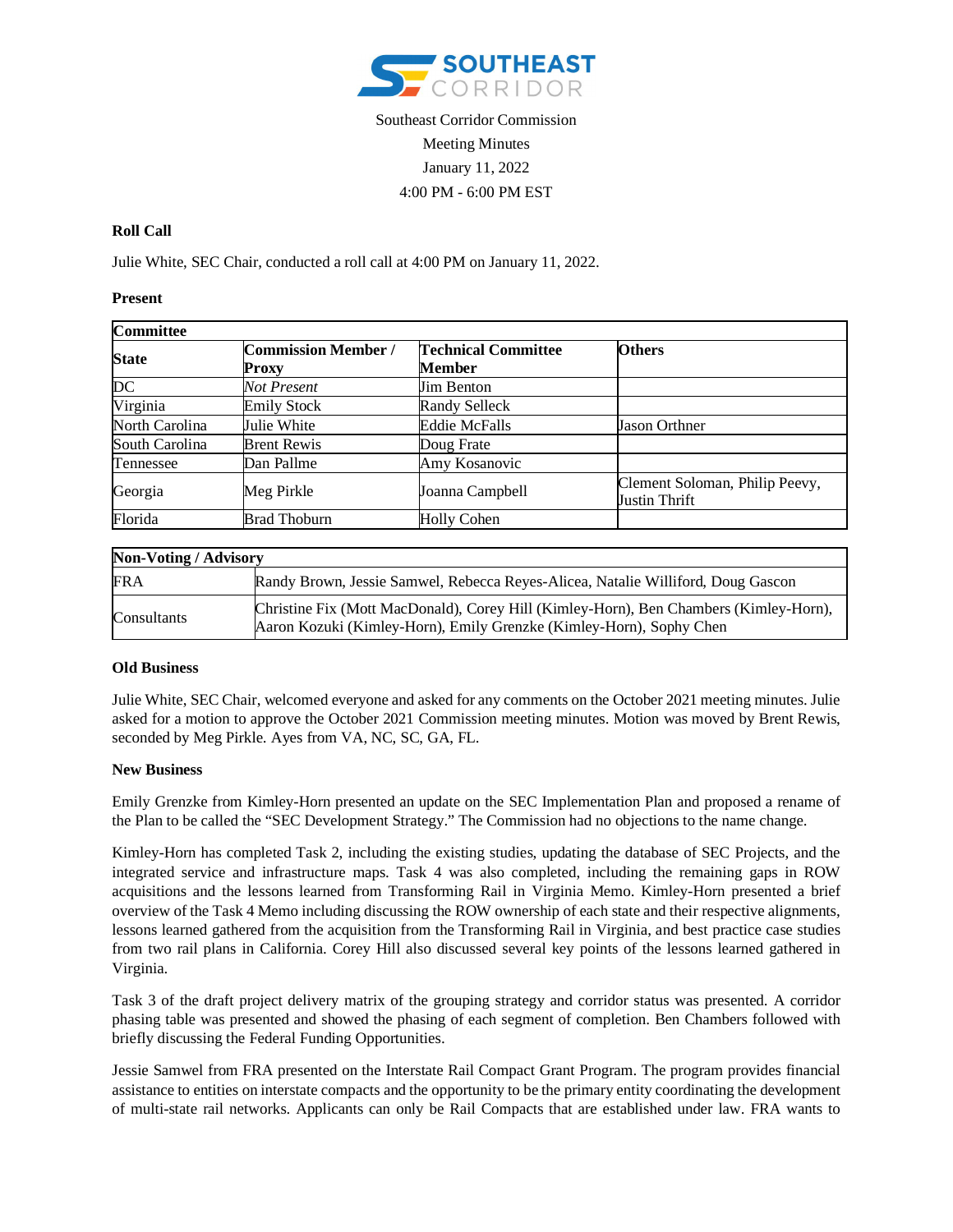Southeast Corridor Commission
Meeting Minutes
January 11, 2022
4:00 PM - 6:00 PM EST

**Roll Call**

Julie White, SEC Chair, conducted a roll call at 4:00 PM on January 11, 2022.

**Present**

| Committee | | | |
|---|---|---|---|
| **State** | **Commission Member / Proxy** | **Technical Committee Member** | **Others** |
| DC | *Not Present* | Jim Benton | |
| Virginia | Emily Stock | Randy Selleck | |
| North Carolina | Julie White | Eddie McFalls | Jason Orthner |
| South Carolina | Brent Rewis | Doug Frate | |
| Tennessee | Dan Pallme | Amy Kosanovic | |
| Georgia | Meg Pirkle | Joanna Campbell | Clement Soloman, Philip Peevy, Justin Thrift |
| Florida | Brad Thoburn | Holly Cohen | |

| Non-Voting / Advisory | |
|---|---|
| FRA | Randy Brown, Jessie Samwel, Rebecca Reyes-Alicea, Natalie Williford, Doug Gascon |
| Consultants | Christine Fix (Mott MacDonald), Corey Hill (Kimley-Horn), Ben Chambers (Kimley-Horn), Aaron Kozuki (Kimley-Horn), Emily Grenzke (Kimley-Horn), Sophy Chen |

**Old Business**

Julie White, SEC Chair, welcomed everyone and asked for any comments on the October 2021 meeting minutes. Julie asked for a motion to approve the October 2021 Commission meeting minutes. Motion was moved by Brent Rewis, seconded by Meg Pirkle. Ayes from VA, NC, SC, GA, FL.

**New Business**

Emily Grenzke from Kimley-Horn presented an update on the SEC Implementation Plan and proposed a rename of the Plan to be called the "SEC Development Strategy." The Commission had no objections to the name change.

Kimley-Horn has completed Task 2, including the existing studies, updating the database of SEC Projects, and the integrated service and infrastructure maps. Task 4 was also completed, including the remaining gaps in ROW acquisitions and the lessons learned from Transforming Rail in Virginia Memo. Kimley-Horn presented a brief overview of the Task 4 Memo including discussing the ROW ownership of each state and their respective alignments, lessons learned gathered from the acquisition from the Transforming Rail in Virginia, and best practice case studies from two rail plans in California. Corey Hill also discussed several key points of the lessons learned gathered in Virginia.

Task 3 of the draft project delivery matrix of the grouping strategy and corridor status was presented. A corridor phasing table was presented and showed the phasing of each segment of completion. Ben Chambers followed with briefly discussing the Federal Funding Opportunities.

Jessie Samwel from FRA presented on the Interstate Rail Compact Grant Program. The program provides financial assistance to entities on interstate compacts and the opportunity to be the primary entity coordinating the development of multi-state rail networks. Applicants can only be Rail Compacts that are established under law. FRA wants to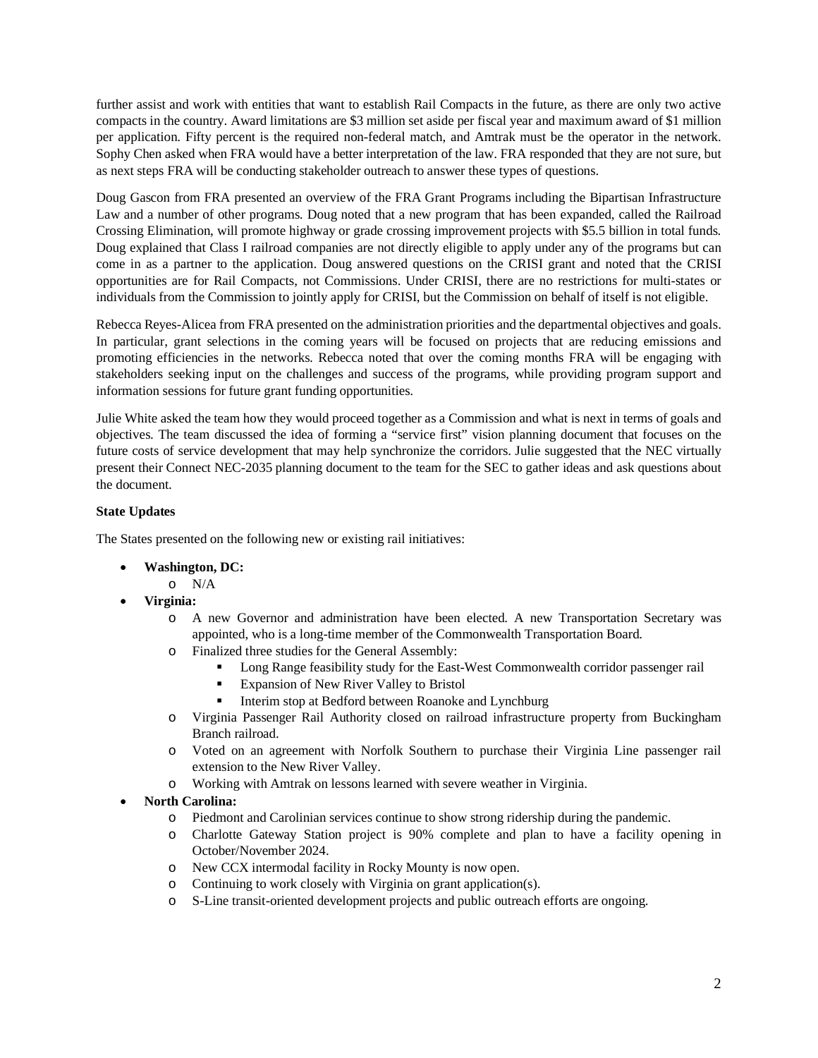further assist and work with entities that want to establish Rail Compacts in the future, as there are only two active compacts in the country. Award limitations are $3 million set aside per fiscal year and maximum award of $1 million per application. Fifty percent is the required non-federal match, and Amtrak must be the operator in the network. Sophy Chen asked when FRA would have a better interpretation of the law. FRA responded that they are not sure, but as next steps FRA will be conducting stakeholder outreach to answer these types of questions.

Doug Gascon from FRA presented an overview of the FRA Grant Programs including the Bipartisan Infrastructure Law and a number of other programs. Doug noted that a new program that has been expanded, called the Railroad Crossing Elimination, will promote highway or grade crossing improvement projects with $5.5 billion in total funds. Doug explained that Class I railroad companies are not directly eligible to apply under any of the programs but can come in as a partner to the application. Doug answered questions on the CRISI grant and noted that the CRISI opportunities are for Rail Compacts, not Commissions. Under CRISI, there are no restrictions for multi-states or individuals from the Commission to jointly apply for CRISI, but the Commission on behalf of itself is not eligible.

Rebecca Reyes-Alicea from FRA presented on the administration priorities and the departmental objectives and goals. In particular, grant selections in the coming years will be focused on projects that are reducing emissions and promoting efficiencies in the networks. Rebecca noted that over the coming months FRA will be engaging with stakeholders seeking input on the challenges and success of the programs, while providing program support and information sessions for future grant funding opportunities.

Julie White asked the team how they would proceed together as a Commission and what is next in terms of goals and objectives. The team discussed the idea of forming a "service first" vision planning document that focuses on the future costs of service development that may help synchronize the corridors. Julie suggested that the NEC virtually present their Connect NEC-2035 planning document to the team for the SEC to gather ideas and ask questions about the document.

**State Updates**

The States presented on the following new or existing rail initiatives:

- **Washington, DC:**
  - N/A
- **Virginia:**
  - A new Governor and administration have been elected. A new Transportation Secretary was appointed, who is a long-time member of the Commonwealth Transportation Board.
  - Finalized three studies for the General Assembly:
    - Long Range feasibility study for the East-West Commonwealth corridor passenger rail
    - Expansion of New River Valley to Bristol
    - Interim stop at Bedford between Roanoke and Lynchburg
  - Virginia Passenger Rail Authority closed on railroad infrastructure property from Buckingham Branch railroad.
  - Voted on an agreement with Norfolk Southern to purchase their Virginia Line passenger rail extension to the New River Valley.
  - Working with Amtrak on lessons learned with severe weather in Virginia.
- **North Carolina:**
  - Piedmont and Carolinian services continue to show strong ridership during the pandemic.
  - Charlotte Gateway Station project is 90% complete and plan to have a facility opening in October/November 2024.
  - New CCX intermodal facility in Rocky Mounty is now open.
  - Continuing to work closely with Virginia on grant application(s).
  - S-Line transit-oriented development projects and public outreach efforts are ongoing.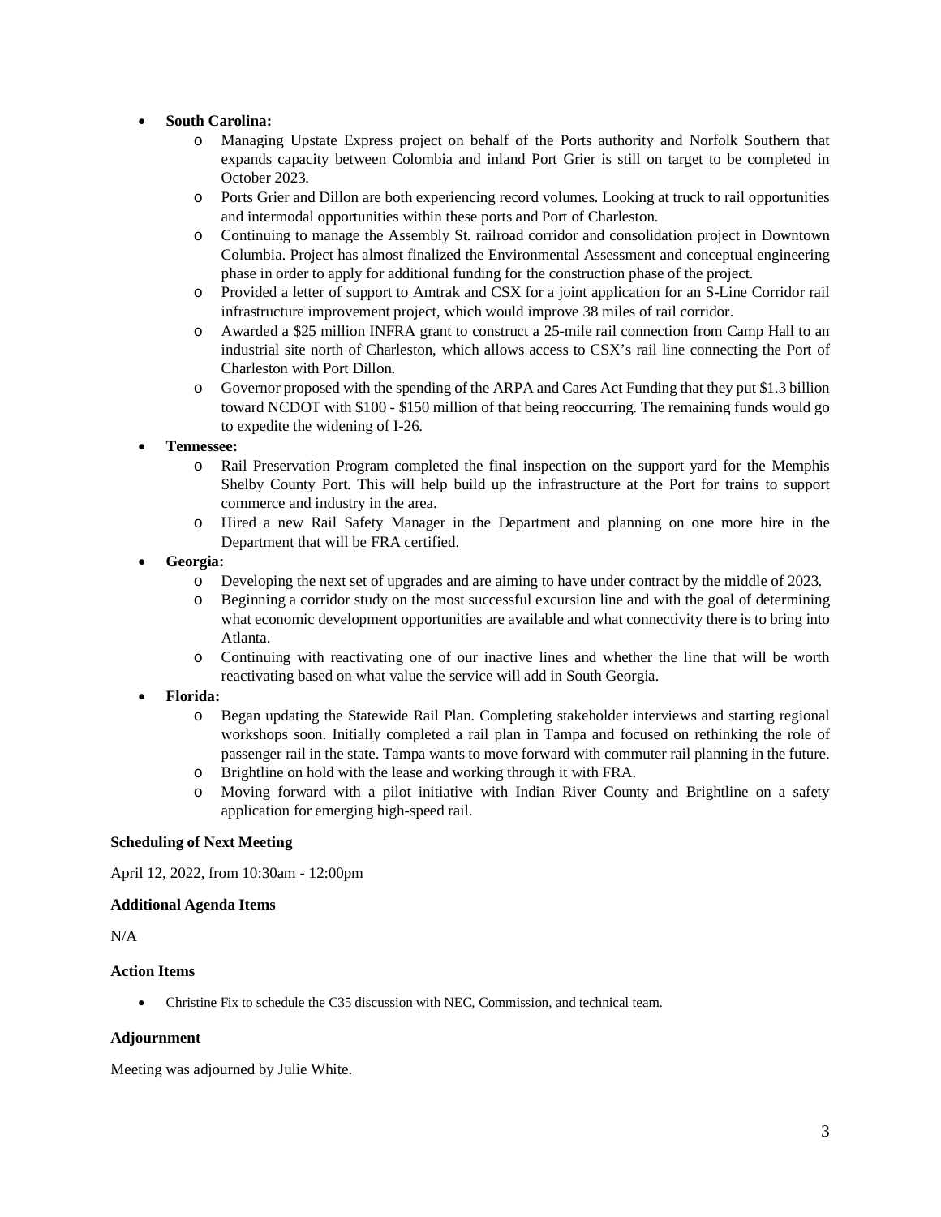- **South Carolina:**
  - Managing Upstate Express project on behalf of the Ports authority and Norfolk Southern that expands capacity between Colombia and inland Port Grier is still on target to be completed in October 2023.
  - Ports Grier and Dillon are both experiencing record volumes. Looking at truck to rail opportunities and intermodal opportunities within these ports and Port of Charleston.
  - Continuing to manage the Assembly St. railroad corridor and consolidation project in Downtown Columbia. Project has almost finalized the Environmental Assessment and conceptual engineering phase in order to apply for additional funding for the construction phase of the project.
  - Provided a letter of support to Amtrak and CSX for a joint application for an S-Line Corridor rail infrastructure improvement project, which would improve 38 miles of rail corridor.
  - Awarded a $25 million INFRA grant to construct a 25-mile rail connection from Camp Hall to an industrial site north of Charleston, which allows access to CSX's rail line connecting the Port of Charleston with Port Dillon.
  - Governor proposed with the spending of the ARPA and Cares Act Funding that they put $1.3 billion toward NCDOT with $100 - $150 million of that being reoccurring. The remaining funds would go to expedite the widening of I-26.
- **Tennessee:**
  - Rail Preservation Program completed the final inspection on the support yard for the Memphis Shelby County Port. This will help build up the infrastructure at the Port for trains to support commerce and industry in the area.
  - Hired a new Rail Safety Manager in the Department and planning on one more hire in the Department that will be FRA certified.
- **Georgia:**
  - Developing the next set of upgrades and are aiming to have under contract by the middle of 2023.
  - Beginning a corridor study on the most successful excursion line and with the goal of determining what economic development opportunities are available and what connectivity there is to bring into Atlanta.
  - Continuing with reactivating one of our inactive lines and whether the line that will be worth reactivating based on what value the service will add in South Georgia.
- **Florida:**
  - Began updating the Statewide Rail Plan. Completing stakeholder interviews and starting regional workshops soon. Initially completed a rail plan in Tampa and focused on rethinking the role of passenger rail in the state. Tampa wants to move forward with commuter rail planning in the future.
  - Brightline on hold with the lease and working through it with FRA.
  - Moving forward with a pilot initiative with Indian River County and Brightline on a safety application for emerging high-speed rail.

**Scheduling of Next Meeting**

April 12, 2022, from 10:30am - 12:00pm

**Additional Agenda Items**

N/A

**Action Items**

- Christine Fix to schedule the C35 discussion with NEC, Commission, and technical team.

**Adjournment**

Meeting was adjourned by Julie White.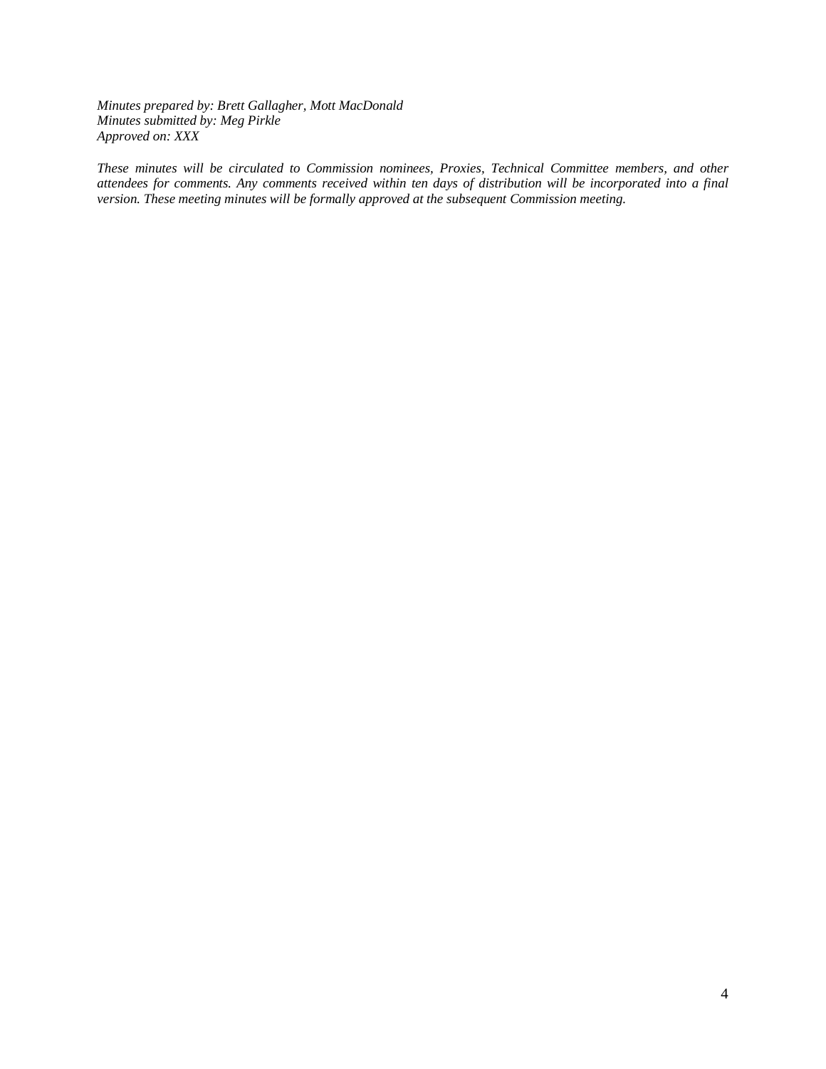*Minutes prepared by: Brett Gallagher, Mott MacDonald*
*Minutes submitted by: Meg Pirkle*
*Approved on: XXX*

*These minutes will be circulated to Commission nominees, Proxies, Technical Committee members, and other attendees for comments. Any comments received within ten days of distribution will be incorporated into a final version. These meeting minutes will be formally approved at the subsequent Commission meeting.*